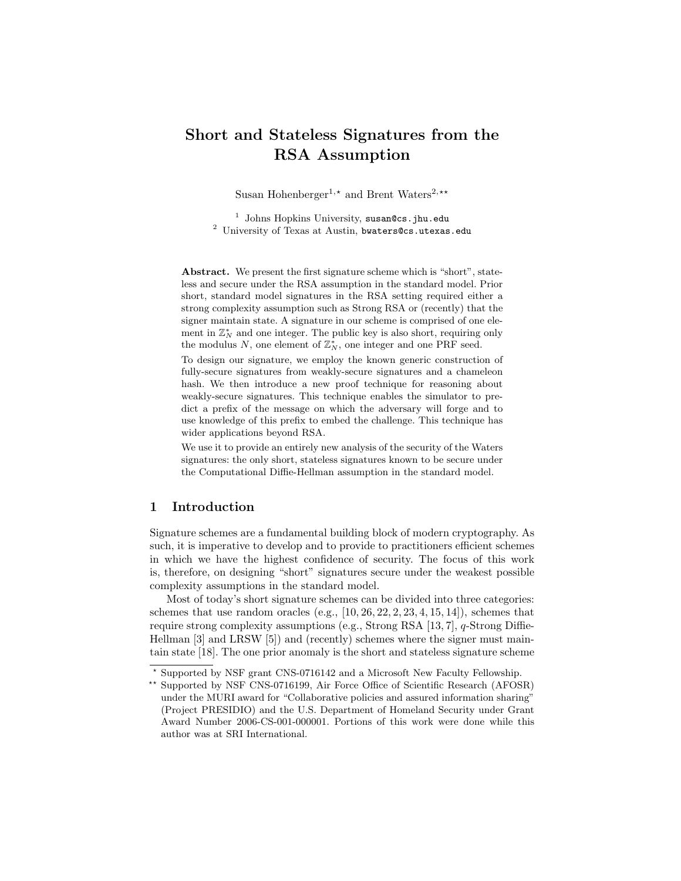# Short and Stateless Signatures from the RSA Assumption

Susan Hohenberger[1,⋆] and Brent Waters[2,⋆⋆]

[1] Johns Hopkins University, susan@cs.jhu.edu
[2] University of Texas at Austin, bwaters@cs.utexas.edu

**Abstract.** We present the first signature scheme which is "short", stateless and secure under the RSA assumption in the standard model. Prior short, standard model signatures in the RSA setting required either a strong complexity assumption such as Strong RSA or (recently) that the signer maintain state. A signature in our scheme is comprised of one element in $\mathbb{Z}_N^*$ and one integer. The public key is also short, requiring only the modulus $N$, one element of $\mathbb{Z}_N^*$, one integer and one PRF seed.

To design our signature, we employ the known generic construction of fully-secure signatures from weakly-secure signatures and a chameleon hash. We then introduce a new proof technique for reasoning about weakly-secure signatures. This technique enables the simulator to predict a prefix of the message on which the adversary will forge and to use knowledge of this prefix to embed the challenge. This technique has wider applications beyond RSA.

We use it to provide an entirely new analysis of the security of the Waters signatures: the only short, stateless signatures known to be secure under the Computational Diffie-Hellman assumption in the standard model.

## 1 Introduction

Signature schemes are a fundamental building block of modern cryptography. As such, it is imperative to develop and to provide to practitioners efficient schemes in which we have the highest confidence of security. The focus of this work is, therefore, on designing "short" signatures secure under the weakest possible complexity assumptions in the standard model.

Most of today's short signature schemes can be divided into three categories: schemes that use random oracles (e.g., [10, 26, 22, 2, 23, 4, 15, 14]), schemes that require strong complexity assumptions (e.g., Strong RSA [13, 7], $q$-Strong Diffie-Hellman [3] and LRSW [5]) and (recently) schemes where the signer must maintain state [18]. The one prior anomaly is the short and stateless signature scheme

⋆ Supported by NSF grant CNS-0716142 and a Microsoft New Faculty Fellowship.

⋆⋆ Supported by NSF CNS-0716199, Air Force Office of Scientific Research (AFOSR) under the MURI award for "Collaborative policies and assured information sharing" (Project PRESIDIO) and the U.S. Department of Homeland Security under Grant Award Number 2006-CS-001-000001. Portions of this work were done while this author was at SRI International.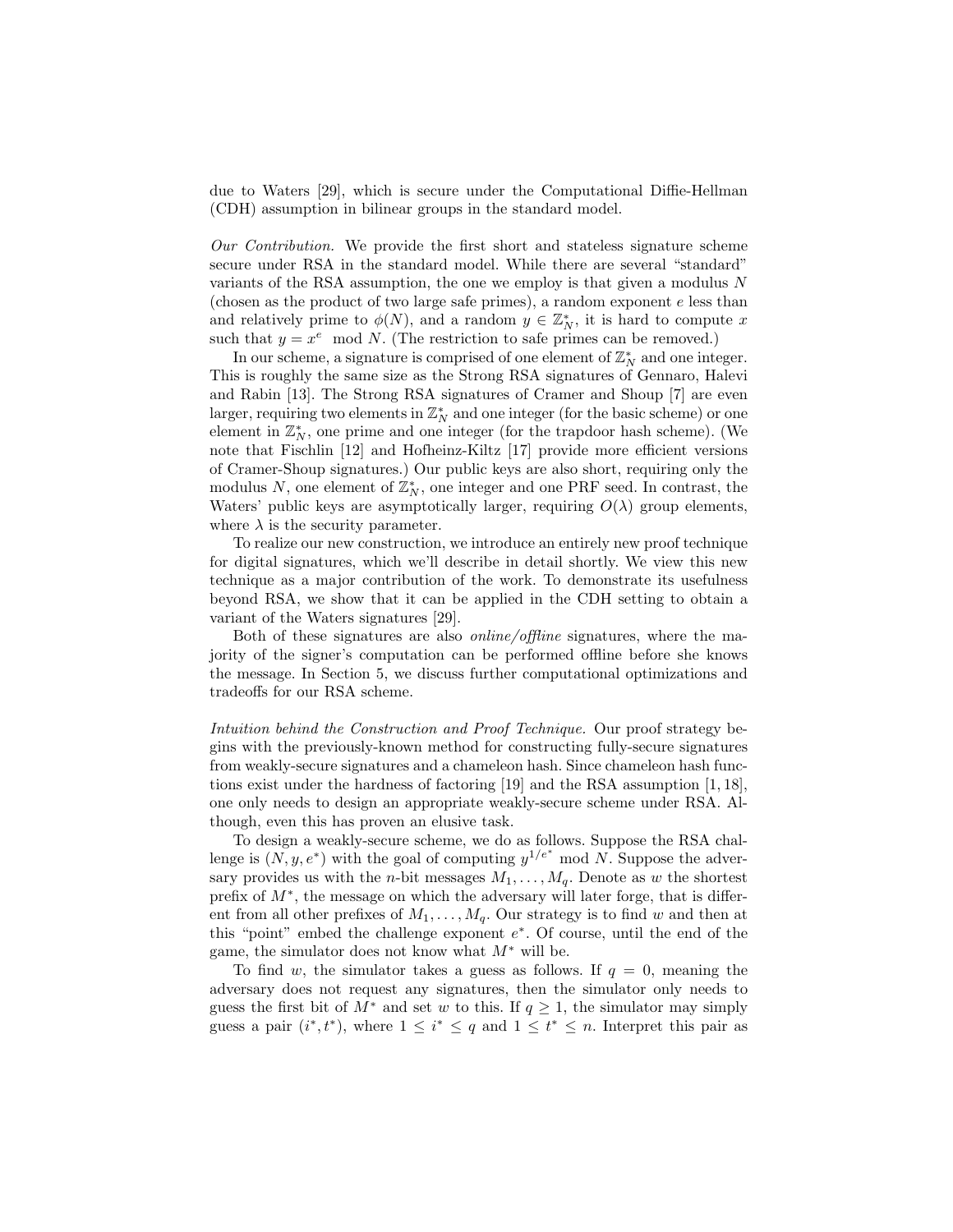due to Waters [29], which is secure under the Computational Diffie-Hellman (CDH) assumption in bilinear groups in the standard model.

*Our Contribution.* We provide the first short and stateless signature scheme secure under RSA in the standard model. While there are several "standard" variants of the RSA assumption, the one we employ is that given a modulus $N$ (chosen as the product of two large safe primes), a random exponent $e$ less than and relatively prime to $\phi(N)$, and a random $y \in \mathbb{Z}_N^*$, it is hard to compute $x$ such that $y = x^e \mod N$. (The restriction to safe primes can be removed.)

In our scheme, a signature is comprised of one element of $\mathbb{Z}_N^*$ and one integer. This is roughly the same size as the Strong RSA signatures of Gennaro, Halevi and Rabin [13]. The Strong RSA signatures of Cramer and Shoup [7] are even larger, requiring two elements in $\mathbb{Z}_N^*$ and one integer (for the basic scheme) or one element in $\mathbb{Z}_N^*$, one prime and one integer (for the trapdoor hash scheme). (We note that Fischlin [12] and Hofheinz-Kiltz [17] provide more efficient versions of Cramer-Shoup signatures.) Our public keys are also short, requiring only the modulus $N$, one element of $\mathbb{Z}_N^*$, one integer and one PRF seed. In contrast, the Waters' public keys are asymptotically larger, requiring $O(\lambda)$ group elements, where $\lambda$ is the security parameter.

To realize our new construction, we introduce an entirely new proof technique for digital signatures, which we'll describe in detail shortly. We view this new technique as a major contribution of the work. To demonstrate its usefulness beyond RSA, we show that it can be applied in the CDH setting to obtain a variant of the Waters signatures [29].

Both of these signatures are also *online/offline* signatures, where the majority of the signer's computation can be performed offline before she knows the message. In Section 5, we discuss further computational optimizations and tradeoffs for our RSA scheme.

*Intuition behind the Construction and Proof Technique.* Our proof strategy begins with the previously-known method for constructing fully-secure signatures from weakly-secure signatures and a chameleon hash. Since chameleon hash functions exist under the hardness of factoring [19] and the RSA assumption [1, 18], one only needs to design an appropriate weakly-secure scheme under RSA. Although, even this has proven an elusive task.

To design a weakly-secure scheme, we do as follows. Suppose the RSA challenge is $(N, y, e^*)$ with the goal of computing $y^{1/e^*} \mod N$. Suppose the adversary provides us with the $n$-bit messages $M_1, \ldots, M_q$. Denote as $w$ the shortest prefix of $M^*$, the message on which the adversary will later forge, that is different from all other prefixes of $M_1, \ldots, M_q$. Our strategy is to find $w$ and then at this "point" embed the challenge exponent $e^*$. Of course, until the end of the game, the simulator does not know what $M^*$ will be.

To find $w$, the simulator takes a guess as follows. If $q = 0$, meaning the adversary does not request any signatures, then the simulator only needs to guess the first bit of $M^*$ and set $w$ to this. If $q \geq 1$, the simulator may simply guess a pair $(i^*, t^*)$, where $1 \leq i^* \leq q$ and $1 \leq t^* \leq n$. Interpret this pair as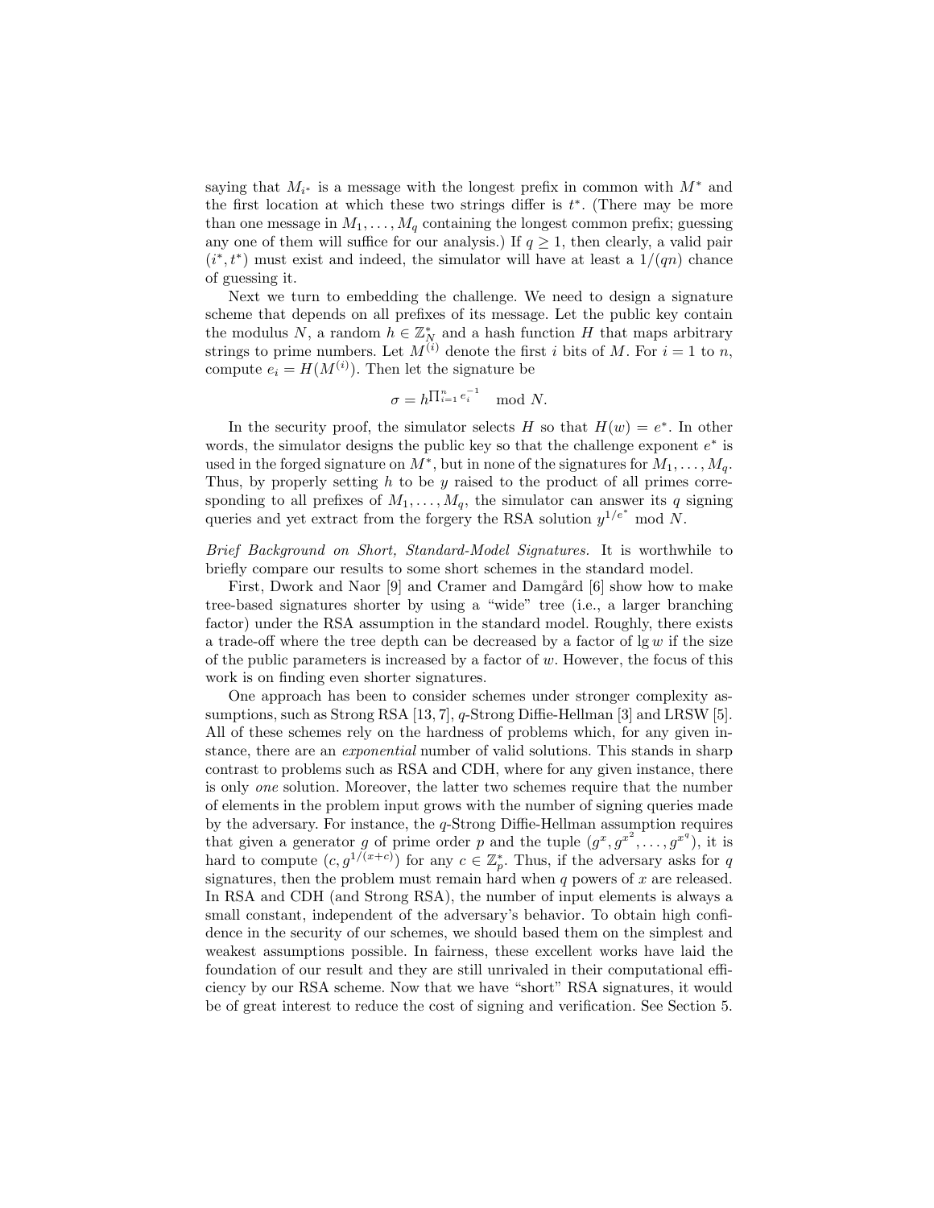saying that $M_{i^*}$ is a message with the longest prefix in common with $M^*$ and the first location at which these two strings differ is $t^*$. (There may be more than one message in $M_1, \ldots, M_q$ containing the longest common prefix; guessing any one of them will suffice for our analysis.) If $q \geq 1$, then clearly, a valid pair $(i^*, t^*)$ must exist and indeed, the simulator will have at least a $1/(qn)$ chance of guessing it.

Next we turn to embedding the challenge. We need to design a signature scheme that depends on all prefixes of its message. Let the public key contain the modulus $N$, a random $h \in \mathbb{Z}_N^*$ and a hash function $H$ that maps arbitrary strings to prime numbers. Let $M^{(i)}$ denote the first $i$ bits of $M$. For $i = 1$ to $n$, compute $e_i = H(M^{(i)})$. Then let the signature be

$$\sigma = h^{\prod_{i=1}^{n} e_i^{-1}} \mod N.$$

In the security proof, the simulator selects $H$ so that $H(w) = e^*$. In other words, the simulator designs the public key so that the challenge exponent $e^*$ is used in the forged signature on $M^*$, but in none of the signatures for $M_1, \ldots, M_q$. Thus, by properly setting $h$ to be $y$ raised to the product of all primes corresponding to all prefixes of $M_1, \ldots, M_q$, the simulator can answer its $q$ signing queries and yet extract from the forgery the RSA solution $y^{1/e^*} \mod N$.

*Brief Background on Short, Standard-Model Signatures.* It is worthwhile to briefly compare our results to some short schemes in the standard model.

First, Dwork and Naor [9] and Cramer and Damgård [6] show how to make tree-based signatures shorter by using a "wide" tree (i.e., a larger branching factor) under the RSA assumption in the standard model. Roughly, there exists a trade-off where the tree depth can be decreased by a factor of $\lg w$ if the size of the public parameters is increased by a factor of $w$. However, the focus of this work is on finding even shorter signatures.

One approach has been to consider schemes under stronger complexity assumptions, such as Strong RSA [13, 7], $q$-Strong Diffie-Hellman [3] and LRSW [5]. All of these schemes rely on the hardness of problems which, for any given instance, there are an *exponential* number of valid solutions. This stands in sharp contrast to problems such as RSA and CDH, where for any given instance, there is only *one* solution. Moreover, the latter two schemes require that the number of elements in the problem input grows with the number of signing queries made by the adversary. For instance, the $q$-Strong Diffie-Hellman assumption requires that given a generator $g$ of prime order $p$ and the tuple $(g^x, g^{x^2}, \ldots, g^{x^q})$, it is hard to compute $(c, g^{1/(x+c)})$ for any $c \in \mathbb{Z}_p^*$. Thus, if the adversary asks for $q$ signatures, then the problem must remain hard when $q$ powers of $x$ are released. In RSA and CDH (and Strong RSA), the number of input elements is always a small constant, independent of the adversary's behavior. To obtain high confidence in the security of our schemes, we should based them on the simplest and weakest assumptions possible. In fairness, these excellent works have laid the foundation of our result and they are still unrivaled in their computational efficiency by our RSA scheme. Now that we have "short" RSA signatures, it would be of great interest to reduce the cost of signing and verification. See Section 5.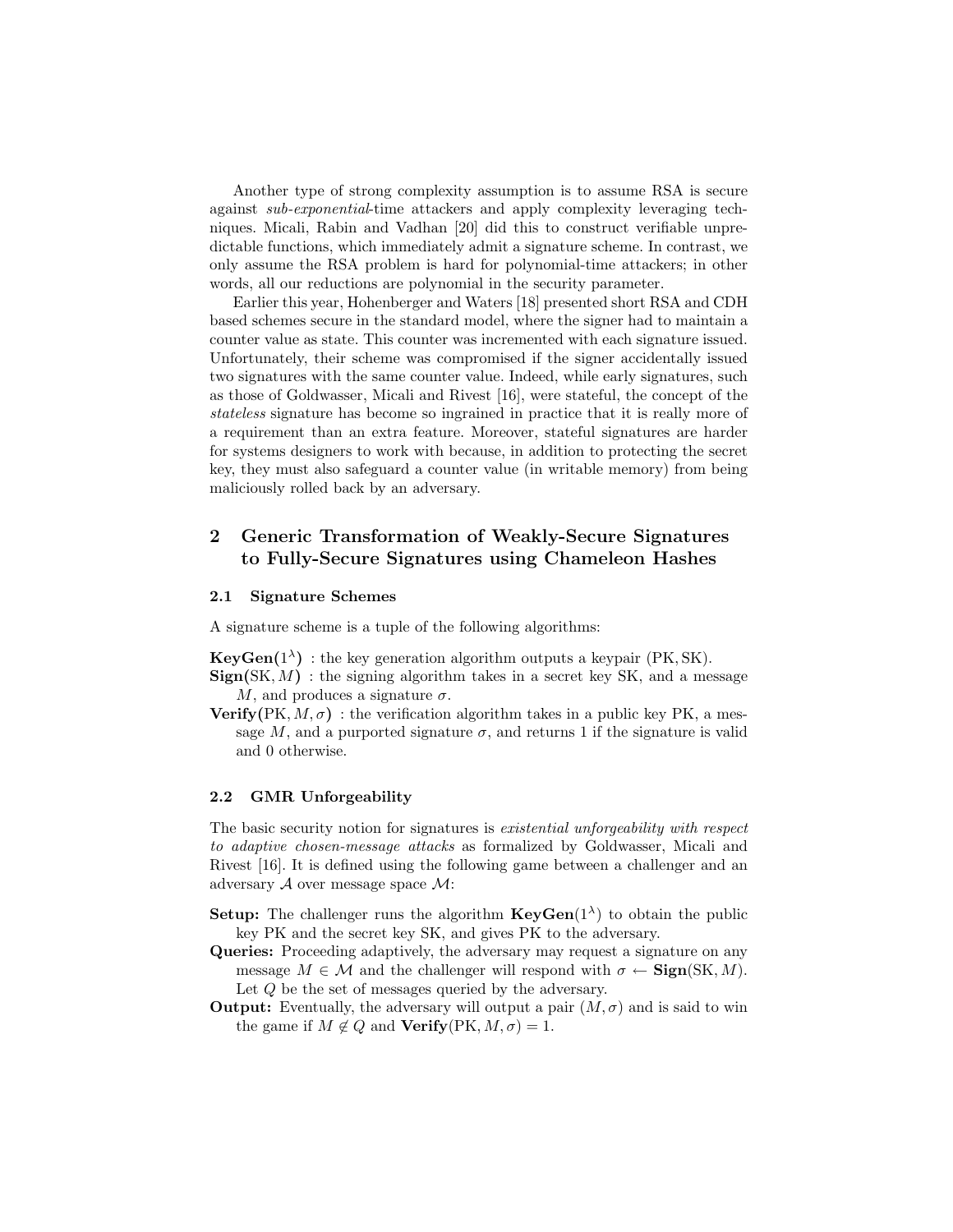Another type of strong complexity assumption is to assume RSA is secure against *sub-exponential*-time attackers and apply complexity leveraging techniques. Micali, Rabin and Vadhan [20] did this to construct verifiable unpredictable functions, which immediately admit a signature scheme. In contrast, we only assume the RSA problem is hard for polynomial-time attackers; in other words, all our reductions are polynomial in the security parameter.

Earlier this year, Hohenberger and Waters [18] presented short RSA and CDH based schemes secure in the standard model, where the signer had to maintain a counter value as state. This counter was incremented with each signature issued. Unfortunately, their scheme was compromised if the signer accidentally issued two signatures with the same counter value. Indeed, while early signatures, such as those of Goldwasser, Micali and Rivest [16], were stateful, the concept of the *stateless* signature has become so ingrained in practice that it is really more of a requirement than an extra feature. Moreover, stateful signatures are harder for systems designers to work with because, in addition to protecting the secret key, they must also safeguard a counter value (in writable memory) from being maliciously rolled back by an adversary.

## 2 Generic Transformation of Weakly-Secure Signatures to Fully-Secure Signatures using Chameleon Hashes

### 2.1 Signature Schemes

A signature scheme is a tuple of the following algorithms:

**KeyGen**($1^\lambda$) : the key generation algorithm outputs a keypair (PK, SK).

**Sign**(SK, $M$) : the signing algorithm takes in a secret key SK, and a message $M$, and produces a signature $\sigma$.

**Verify**(PK, $M$, $\sigma$) : the verification algorithm takes in a public key PK, a message $M$, and a purported signature $\sigma$, and returns 1 if the signature is valid and 0 otherwise.

### 2.2 GMR Unforgeability

The basic security notion for signatures is *existential unforgeability with respect to adaptive chosen-message attacks* as formalized by Goldwasser, Micali and Rivest [16]. It is defined using the following game between a challenger and an adversary $\mathcal{A}$ over message space $\mathcal{M}$:

**Setup:** The challenger runs the algorithm **KeyGen**($1^\lambda$) to obtain the public key PK and the secret key SK, and gives PK to the adversary.

**Queries:** Proceeding adaptively, the adversary may request a signature on any message $M \in \mathcal{M}$ and the challenger will respond with $\sigma \leftarrow$ **Sign**(SK, $M$). Let $Q$ be the set of messages queried by the adversary.

**Output:** Eventually, the adversary will output a pair $(M, \sigma)$ and is said to win the game if $M \notin Q$ and **Verify**(PK, $M$, $\sigma$) = 1.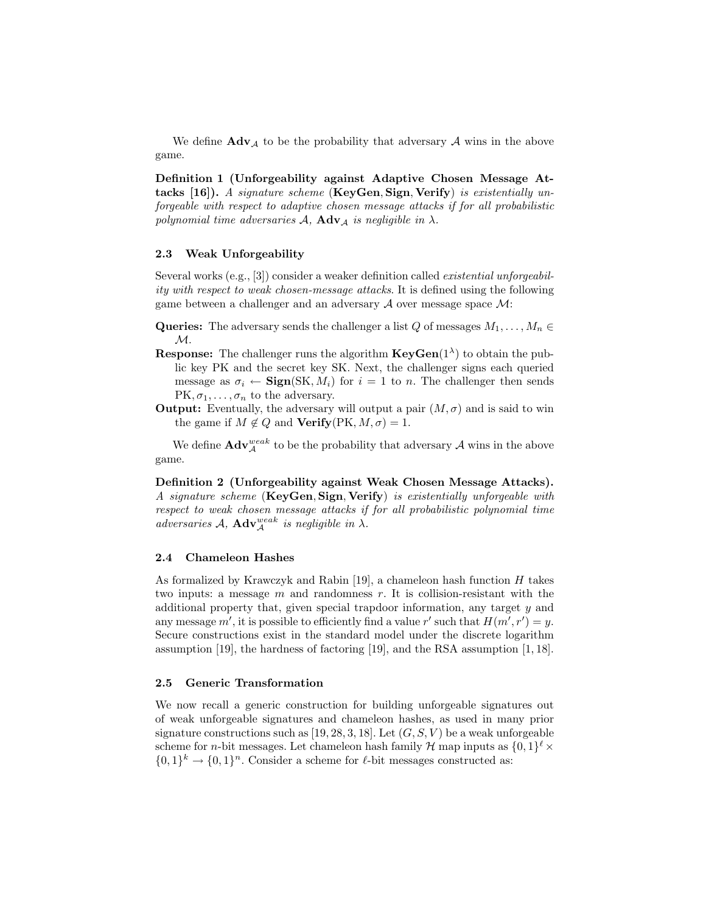We define $\mathbf{Adv}_{\mathcal{A}}$ to be the probability that adversary $\mathcal{A}$ wins in the above game.

**Definition 1 (Unforgeability against Adaptive Chosen Message Attacks [16]).** *A signature scheme* (**KeyGen**, **Sign**, **Verify**) *is existentially unforgeable with respect to adaptive chosen message attacks if for all probabilistic polynomial time adversaries* $\mathcal{A}$*,* $\mathbf{Adv}_{\mathcal{A}}$ *is negligible in* $\lambda$*.*

### 2.3 Weak Unforgeability

Several works (e.g., [3]) consider a weaker definition called *existential unforgeability with respect to weak chosen-message attacks*. It is defined using the following game between a challenger and an adversary $\mathcal{A}$ over message space $\mathcal{M}$:

**Queries:** The adversary sends the challenger a list $Q$ of messages $M_1, \ldots, M_n \in \mathcal{M}$.

**Response:** The challenger runs the algorithm $\mathbf{KeyGen}(1^\lambda)$ to obtain the public key PK and the secret key SK. Next, the challenger signs each queried message as $\sigma_i \leftarrow \mathbf{Sign}(\mathrm{SK}, M_i)$ for $i = 1$ to $n$. The challenger then sends $\mathrm{PK}, \sigma_1, \ldots, \sigma_n$ to the adversary.

**Output:** Eventually, the adversary will output a pair $(M, \sigma)$ and is said to win the game if $M \notin Q$ and $\mathbf{Verify}(\mathrm{PK}, M, \sigma) = 1$.

We define $\mathbf{Adv}^{weak}_{\mathcal{A}}$ to be the probability that adversary $\mathcal{A}$ wins in the above game.

**Definition 2 (Unforgeability against Weak Chosen Message Attacks).** *A signature scheme* (**KeyGen**, **Sign**, **Verify**) *is existentially unforgeable with respect to weak chosen message attacks if for all probabilistic polynomial time adversaries* $\mathcal{A}$*,* $\mathbf{Adv}^{weak}_{\mathcal{A}}$ *is negligible in* $\lambda$*.*

### 2.4 Chameleon Hashes

As formalized by Krawczyk and Rabin [19], a chameleon hash function $H$ takes two inputs: a message $m$ and randomness $r$. It is collision-resistant with the additional property that, given special trapdoor information, any target $y$ and any message $m'$, it is possible to efficiently find a value $r'$ such that $H(m', r') = y$. Secure constructions exist in the standard model under the discrete logarithm assumption [19], the hardness of factoring [19], and the RSA assumption [1, 18].

### 2.5 Generic Transformation

We now recall a generic construction for building unforgeable signatures out of weak unforgeable signatures and chameleon hashes, as used in many prior signature constructions such as [19, 28, 3, 18]. Let $(G, S, V)$ be a weak unforgeable scheme for $n$-bit messages. Let chameleon hash family $\mathcal{H}$ map inputs as $\{0,1\}^\ell \times \{0,1\}^k \rightarrow \{0,1\}^n$. Consider a scheme for $\ell$-bit messages constructed as: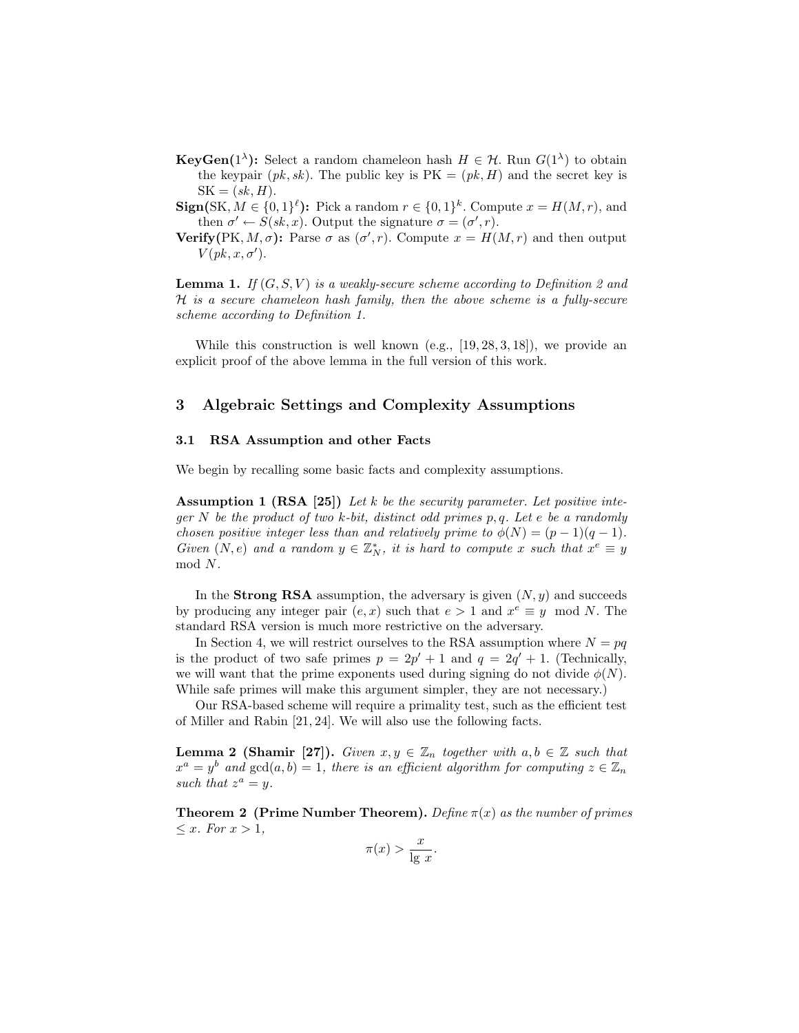**KeyGen($1^\lambda$):** Select a random chameleon hash $H \in \mathcal{H}$. Run $G(1^\lambda)$ to obtain the keypair $(pk, sk)$. The public key is $\text{PK} = (pk, H)$ and the secret key is $\text{SK} = (sk, H)$.

**Sign(SK, $M \in \{0,1\}^\ell$):** Pick a random $r \in \{0,1\}^k$. Compute $x = H(M, r)$, and then $\sigma' \leftarrow S(sk, x)$. Output the signature $\sigma = (\sigma', r)$.

**Verify(PK, $M, \sigma$):** Parse $\sigma$ as $(\sigma', r)$. Compute $x = H(M, r)$ and then output $V(pk, x, \sigma')$.

**Lemma 1.** *If $(G, S, V)$ is a weakly-secure scheme according to Definition 2 and $\mathcal{H}$ is a secure chameleon hash family, then the above scheme is a fully-secure scheme according to Definition 1.*

While this construction is well known (e.g., [19, 28, 3, 18]), we provide an explicit proof of the above lemma in the full version of this work.

## 3 Algebraic Settings and Complexity Assumptions

### 3.1 RSA Assumption and other Facts

We begin by recalling some basic facts and complexity assumptions.

**Assumption 1 (RSA [25])** *Let $k$ be the security parameter. Let positive integer $N$ be the product of two $k$-bit, distinct odd primes $p, q$. Let $e$ be a randomly chosen positive integer less than and relatively prime to $\phi(N) = (p-1)(q-1)$. Given $(N, e)$ and a random $y \in \mathbb{Z}_N^*$, it is hard to compute $x$ such that $x^e \equiv y \mod N$.*

In the **Strong RSA** assumption, the adversary is given $(N, y)$ and succeeds by producing any integer pair $(e, x)$ such that $e > 1$ and $x^e \equiv y \mod N$. The standard RSA version is much more restrictive on the adversary.

In Section 4, we will restrict ourselves to the RSA assumption where $N = pq$ is the product of two safe primes $p = 2p' + 1$ and $q = 2q' + 1$. (Technically, we will want that the prime exponents used during signing do not divide $\phi(N)$. While safe primes will make this argument simpler, they are not necessary.)

Our RSA-based scheme will require a primality test, such as the efficient test of Miller and Rabin [21, 24]. We will also use the following facts.

**Lemma 2 (Shamir [27]).** *Given $x, y \in \mathbb{Z}_n$ together with $a, b \in \mathbb{Z}$ such that $x^a = y^b$ and $\gcd(a, b) = 1$, there is an efficient algorithm for computing $z \in \mathbb{Z}_n$ such that $z^a = y$.*

**Theorem 2 (Prime Number Theorem).** *Define $\pi(x)$ as the number of primes $\leq x$. For $x > 1$,*

$$\pi(x) > \frac{x}{\lg x}.$$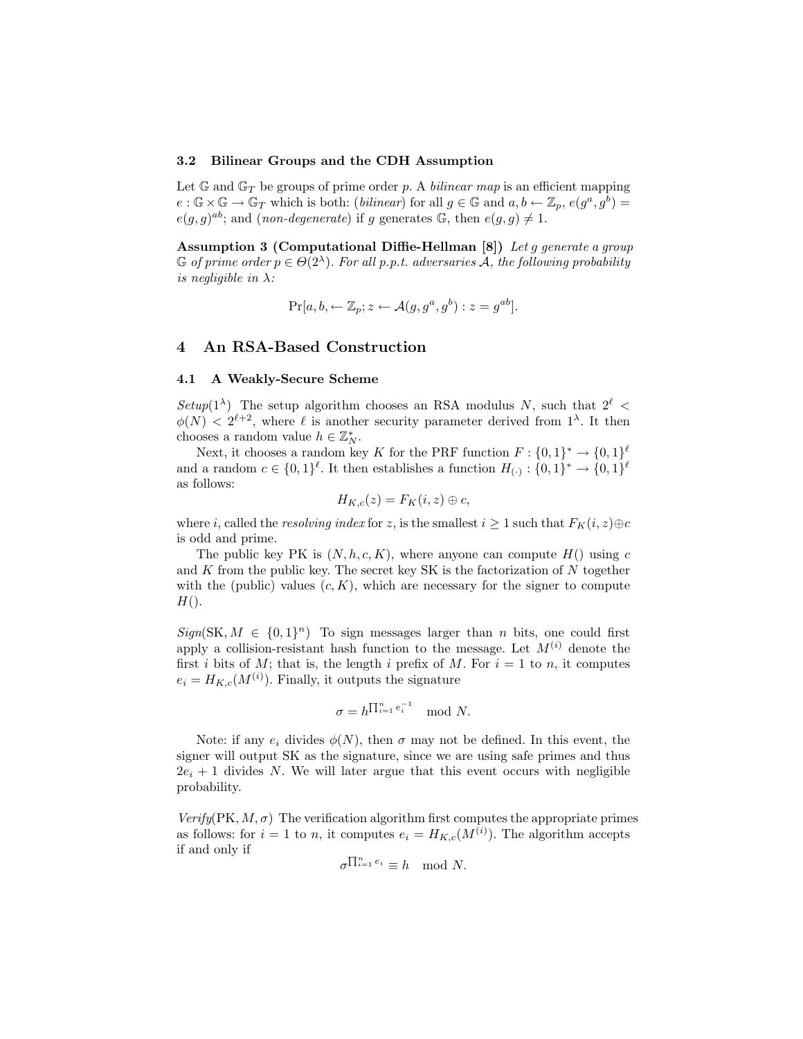### 3.2 Bilinear Groups and the CDH Assumption

Let $\mathbb{G}$ and $\mathbb{G}_T$ be groups of prime order $p$. A *bilinear map* is an efficient mapping $e : \mathbb{G} \times \mathbb{G} \to \mathbb{G}_T$ which is both: (*bilinear*) for all $g \in \mathbb{G}$ and $a, b \leftarrow \mathbb{Z}_p$, $e(g^a, g^b) = e(g, g)^{ab}$; and (*non-degenerate*) if $g$ generates $\mathbb{G}$, then $e(g, g) \neq 1$.

**Assumption 3 (Computational Diffie-Hellman [8])** *Let $g$ generate a group $\mathbb{G}$ of prime order $p \in \Theta(2^\lambda)$. For all p.p.t. adversaries $\mathcal{A}$, the following probability is negligible in $\lambda$:*

$$\Pr[a, b, \leftarrow \mathbb{Z}_p; z \leftarrow \mathcal{A}(g, g^a, g^b) : z = g^{ab}].$$

## 4 An RSA-Based Construction

### 4.1 A Weakly-Secure Scheme

*Setup*$(1^\lambda)$ The setup algorithm chooses an RSA modulus $N$, such that $2^\ell < \phi(N) < 2^{\ell+2}$, where $\ell$ is another security parameter derived from $1^\lambda$. It then chooses a random value $h \in \mathbb{Z}_N^*$.

Next, it chooses a random key $K$ for the PRF function $F : \{0,1\}^* \to \{0,1\}^\ell$ and a random $c \in \{0,1\}^\ell$. It then establishes a function $H_{(\cdot)} : \{0,1\}^* \to \{0,1\}^\ell$ as follows:

$$H_{K,c}(z) = F_K(i, z) \oplus c,$$

where $i$, called the *resolving index* for $z$, is the smallest $i \geq 1$ such that $F_K(i, z) \oplus c$ is odd and prime.

The public key PK is $(N, h, c, K)$, where anyone can compute $H()$ using $c$ and $K$ from the public key. The secret key SK is the factorization of $N$ together with the (public) values $(c, K)$, which are necessary for the signer to compute $H()$.

*Sign*$(\text{SK}, M \in \{0,1\}^n)$ To sign messages larger than $n$ bits, one could first apply a collision-resistant hash function to the message. Let $M^{(i)}$ denote the first $i$ bits of $M$; that is, the length $i$ prefix of $M$. For $i = 1$ to $n$, it computes $e_i = H_{K,c}(M^{(i)})$. Finally, it outputs the signature

$$\sigma = h^{\prod_{i=1}^{n} e_i^{-1}} \mod N.$$

Note: if any $e_i$ divides $\phi(N)$, then $\sigma$ may not be defined. In this event, the signer will output SK as the signature, since we are using safe primes and thus $2e_i + 1$ divides $N$. We will later argue that this event occurs with negligible probability.

*Verify*$(\text{PK}, M, \sigma)$ The verification algorithm first computes the appropriate primes as follows: for $i = 1$ to $n$, it computes $e_i = H_{K,c}(M^{(i)})$. The algorithm accepts if and only if

$$\sigma^{\prod_{i=1}^{n} e_i} \equiv h \mod N.$$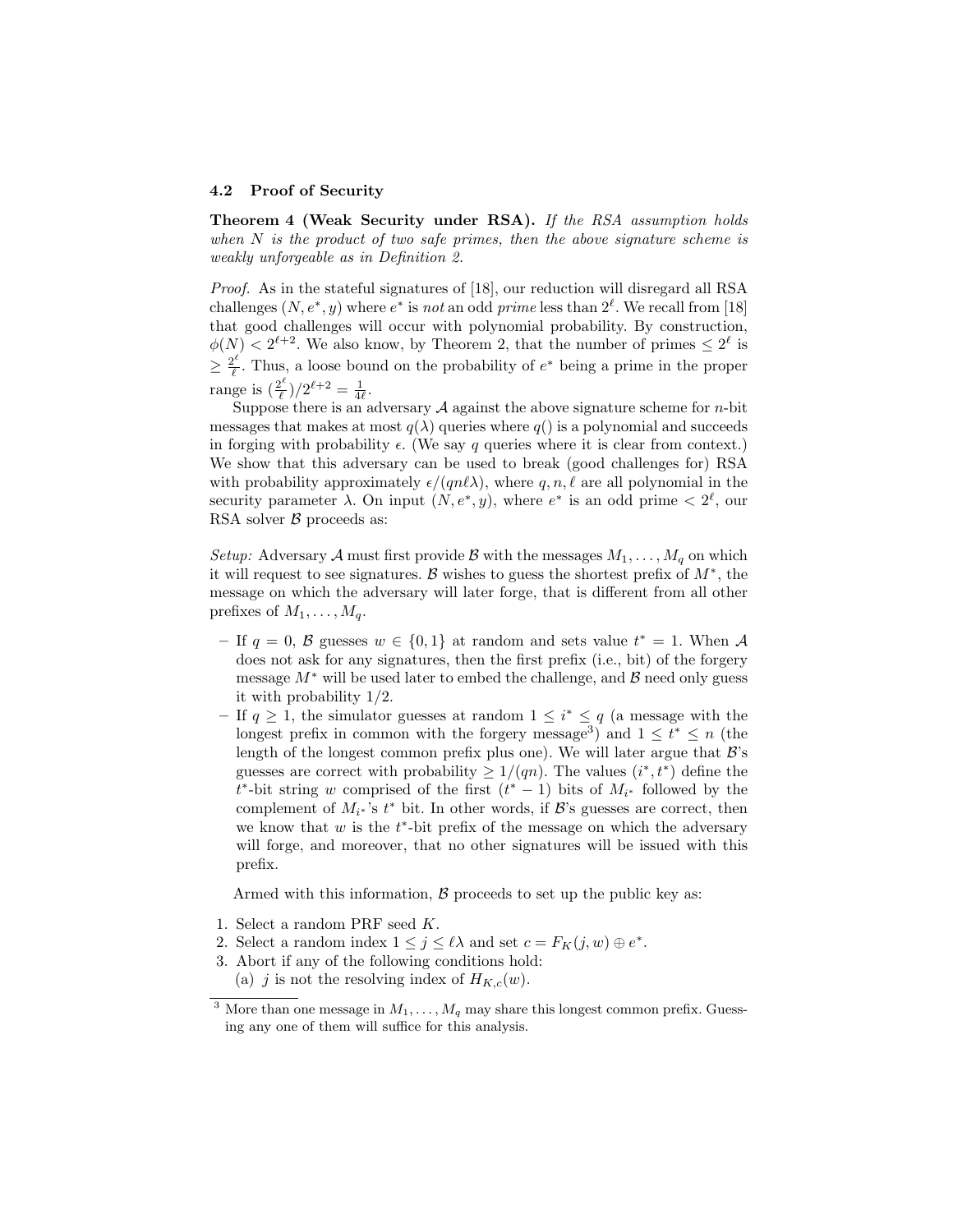### 4.2 Proof of Security

**Theorem 4 (Weak Security under RSA).** *If the RSA assumption holds when $N$ is the product of two safe primes, then the above signature scheme is weakly unforgeable as in Definition 2.*

*Proof.* As in the stateful signatures of [18], our reduction will disregard all RSA challenges $(N, e^*, y)$ where $e^*$ is *not* an odd *prime* less than $2^\ell$. We recall from [18] that good challenges will occur with polynomial probability. By construction, $\phi(N) < 2^{\ell+2}$. We also know, by Theorem 2, that the number of primes $\leq 2^\ell$ is $\geq \frac{2^\ell}{\ell}$. Thus, a loose bound on the probability of $e^*$ being a prime in the proper range is $(\frac{2^\ell}{\ell})/2^{\ell+2} = \frac{1}{4\ell}$.

Suppose there is an adversary $\mathcal{A}$ against the above signature scheme for $n$-bit messages that makes at most $q(\lambda)$ queries where $q()$ is a polynomial and succeeds in forging with probability $\epsilon$. (We say $q$ queries where it is clear from context.) We show that this adversary can be used to break (good challenges for) RSA with probability approximately $\epsilon/(qn\ell\lambda)$, where $q, n, \ell$ are all polynomial in the security parameter $\lambda$. On input $(N, e^*, y)$, where $e^*$ is an odd prime $< 2^\ell$, our RSA solver $\mathcal{B}$ proceeds as:

*Setup:* Adversary $\mathcal{A}$ must first provide $\mathcal{B}$ with the messages $M_1, \ldots, M_q$ on which it will request to see signatures. $\mathcal{B}$ wishes to guess the shortest prefix of $M^*$, the message on which the adversary will later forge, that is different from all other prefixes of $M_1, \ldots, M_q$.

- If $q = 0$, $\mathcal{B}$ guesses $w \in \{0, 1\}$ at random and sets value $t^* = 1$. When $\mathcal{A}$ does not ask for any signatures, then the first prefix (i.e., bit) of the forgery message $M^*$ will be used later to embed the challenge, and $\mathcal{B}$ need only guess it with probability 1/2.
- If $q \geq 1$, the simulator guesses at random $1 \leq i^* \leq q$ (a message with the longest prefix in common with the forgery message[3]) and $1 \leq t^* \leq n$ (the length of the longest common prefix plus one). We will later argue that $\mathcal{B}$'s guesses are correct with probability $\geq 1/(qn)$. The values $(i^*, t^*)$ define the $t^*$-bit string $w$ comprised of the first $(t^* - 1)$ bits of $M_{i^*}$ followed by the complement of $M_{i^*}$'s $t^*$ bit. In other words, if $\mathcal{B}$'s guesses are correct, then we know that $w$ is the $t^*$-bit prefix of the message on which the adversary will forge, and moreover, that no other signatures will be issued with this prefix.

Armed with this information, $\mathcal{B}$ proceeds to set up the public key as:

1. Select a random PRF seed $K$.
2. Select a random index $1 \leq j \leq \ell\lambda$ and set $c = F_K(j, w) \oplus e^*$.
3. Abort if any of the following conditions hold:
   (a) $j$ is not the resolving index of $H_{K,c}(w)$.

[3] More than one message in $M_1, \ldots, M_q$ may share this longest common prefix. Guessing any one of them will suffice for this analysis.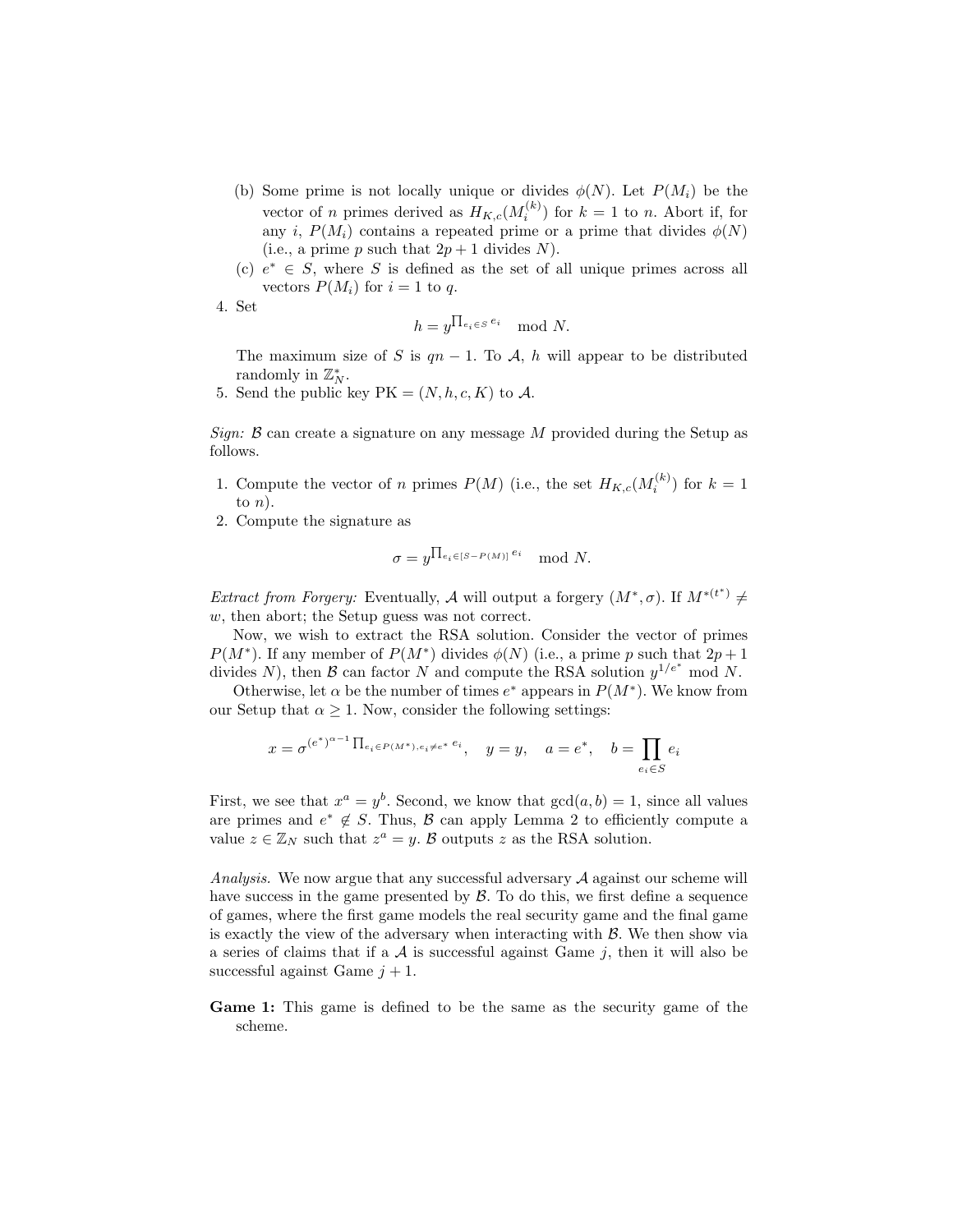(b) Some prime is not locally unique or divides $\phi(N)$. Let $P(M_i)$ be the vector of $n$ primes derived as $H_{K,c}(M_i^{(k)})$ for $k = 1$ to $n$. Abort if, for any $i$, $P(M_i)$ contains a repeated prime or a prime that divides $\phi(N)$ (i.e., a prime $p$ such that $2p + 1$ divides $N$).
   (c) $e^* \in S$, where $S$ is defined as the set of all unique primes across all vectors $P(M_i)$ for $i = 1$ to $q$.
4. Set
$$h = y^{\prod_{e_i \in S} e_i} \mod N.$$
   The maximum size of $S$ is $qn - 1$. To $\mathcal{A}$, $h$ will appear to be distributed randomly in $\mathbb{Z}_N^*$.
5. Send the public key PK $= (N, h, c, K)$ to $\mathcal{A}$.

*Sign:* $\mathcal{B}$ can create a signature on any message $M$ provided during the Setup as follows.

1. Compute the vector of $n$ primes $P(M)$ (i.e., the set $H_{K,c}(M_i^{(k)})$ for $k = 1$ to $n$).
2. Compute the signature as
$$\sigma = y^{\prod_{e_i \in [S - P(M)]} e_i} \mod N.$$

*Extract from Forgery:* Eventually, $\mathcal{A}$ will output a forgery $(M^*, \sigma)$. If $M^{*(t^*)} \neq w$, then abort; the Setup guess was not correct.

Now, we wish to extract the RSA solution. Consider the vector of primes $P(M^*)$. If any member of $P(M^*)$ divides $\phi(N)$ (i.e., a prime $p$ such that $2p+1$ divides $N$), then $\mathcal{B}$ can factor $N$ and compute the RSA solution $y^{1/e^*} \mod N$.

Otherwise, let $\alpha$ be the number of times $e^*$ appears in $P(M^*)$. We know from our Setup that $\alpha \geq 1$. Now, consider the following settings:

$$x = \sigma^{(e^*)^{\alpha-1} \prod_{e_i \in P(M^*), e_i \neq e^*} e_i}, \quad y = y, \quad a = e^*, \quad b = \prod_{e_i \in S} e_i$$

First, we see that $x^a = y^b$. Second, we know that $\gcd(a, b) = 1$, since all values are primes and $e^* \notin S$. Thus, $\mathcal{B}$ can apply Lemma 2 to efficiently compute a value $z \in \mathbb{Z}_N$ such that $z^a = y$. $\mathcal{B}$ outputs $z$ as the RSA solution.

*Analysis.* We now argue that any successful adversary $\mathcal{A}$ against our scheme will have success in the game presented by $\mathcal{B}$. To do this, we first define a sequence of games, where the first game models the real security game and the final game is exactly the view of the adversary when interacting with $\mathcal{B}$. We then show via a series of claims that if a $\mathcal{A}$ is successful against Game $j$, then it will also be successful against Game $j + 1$.

**Game 1:** This game is defined to be the same as the security game of the scheme.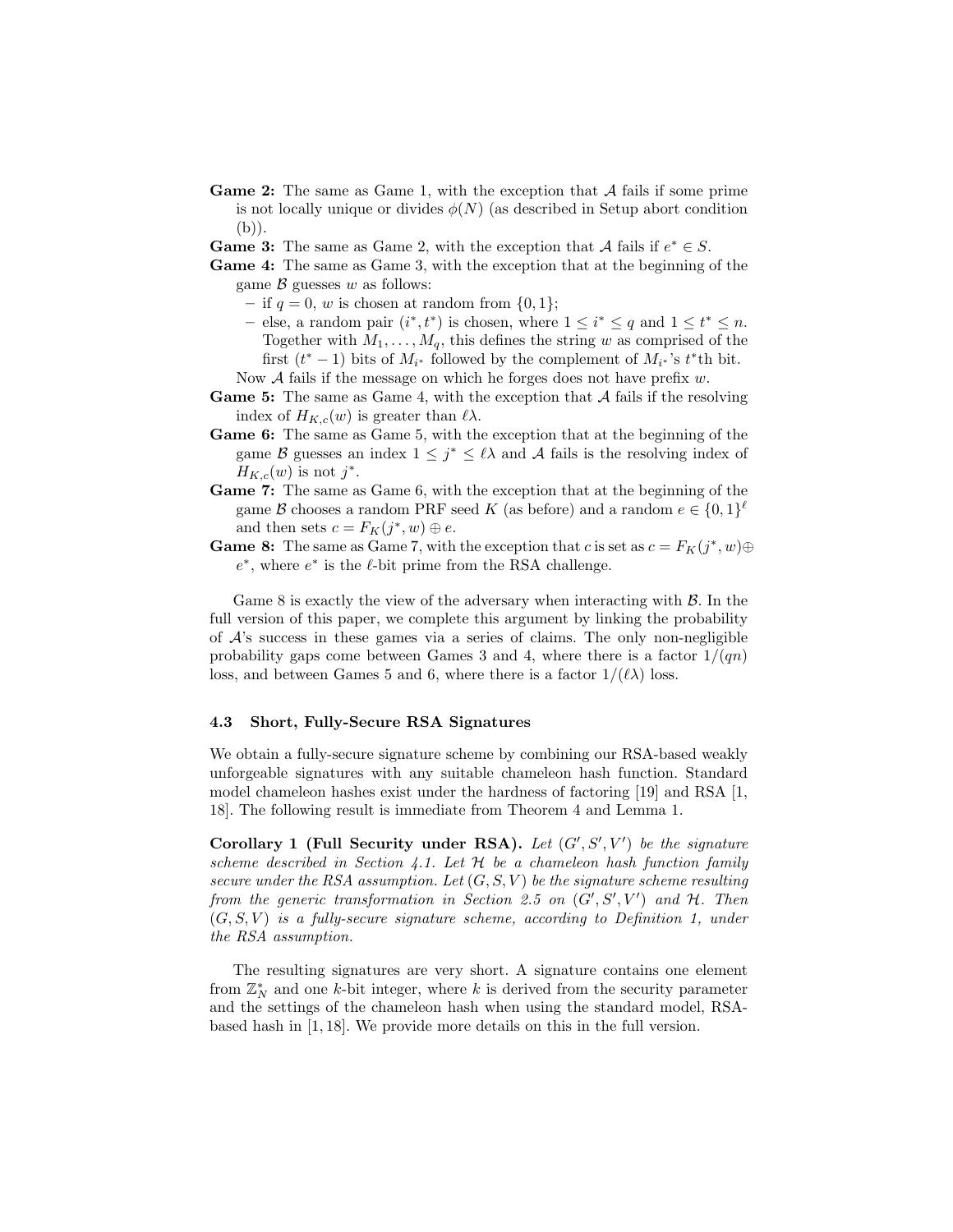**Game 2:** The same as Game 1, with the exception that $\mathcal{A}$ fails if some prime is not locally unique or divides $\phi(N)$ (as described in Setup abort condition (b)).

**Game 3:** The same as Game 2, with the exception that $\mathcal{A}$ fails if $e^* \in S$.

**Game 4:** The same as Game 3, with the exception that at the beginning of the game $\mathcal{B}$ guesses $w$ as follows:

- if $q = 0$, $w$ is chosen at random from $\{0, 1\}$;
- else, a random pair $(i^*, t^*)$ is chosen, where $1 \leq i^* \leq q$ and $1 \leq t^* \leq n$. Together with $M_1, \ldots, M_q$, this defines the string $w$ as comprised of the first $(t^* - 1)$ bits of $M_{i^*}$ followed by the complement of $M_{i^*}$'s $t^*$th bit.

Now $\mathcal{A}$ fails if the message on which he forges does not have prefix $w$.

**Game 5:** The same as Game 4, with the exception that $\mathcal{A}$ fails if the resolving index of $H_{K,c}(w)$ is greater than $\ell\lambda$.

**Game 6:** The same as Game 5, with the exception that at the beginning of the game $\mathcal{B}$ guesses an index $1 \leq j^* \leq \ell\lambda$ and $\mathcal{A}$ fails is the resolving index of $H_{K,c}(w)$ is not $j^*$.

**Game 7:** The same as Game 6, with the exception that at the beginning of the game $\mathcal{B}$ chooses a random PRF seed $K$ (as before) and a random $e \in \{0, 1\}^\ell$ and then sets $c = F_K(j^*, w) \oplus e$.

**Game 8:** The same as Game 7, with the exception that $c$ is set as $c = F_K(j^*, w) \oplus e^*$, where $e^*$ is the $\ell$-bit prime from the RSA challenge.

Game 8 is exactly the view of the adversary when interacting with $\mathcal{B}$. In the full version of this paper, we complete this argument by linking the probability of $\mathcal{A}$'s success in these games via a series of claims. The only non-negligible probability gaps come between Games 3 and 4, where there is a factor $1/(qn)$ loss, and between Games 5 and 6, where there is a factor $1/(\ell\lambda)$ loss.

### 4.3 Short, Fully-Secure RSA Signatures

We obtain a fully-secure signature scheme by combining our RSA-based weakly unforgeable signatures with any suitable chameleon hash function. Standard model chameleon hashes exist under the hardness of factoring [19] and RSA [1, 18]. The following result is immediate from Theorem 4 and Lemma 1.

**Corollary 1 (Full Security under RSA).** *Let $(G', S', V')$ be the signature scheme described in Section 4.1. Let $\mathcal{H}$ be a chameleon hash function family secure under the RSA assumption. Let $(G, S, V)$ be the signature scheme resulting from the generic transformation in Section 2.5 on $(G', S', V')$ and $\mathcal{H}$. Then $(G, S, V)$ is a fully-secure signature scheme, according to Definition 1, under the RSA assumption.*

The resulting signatures are very short. A signature contains one element from $\mathbb{Z}_N^*$ and one $k$-bit integer, where $k$ is derived from the security parameter and the settings of the chameleon hash when using the standard model, RSA-based hash in [1, 18]. We provide more details on this in the full version.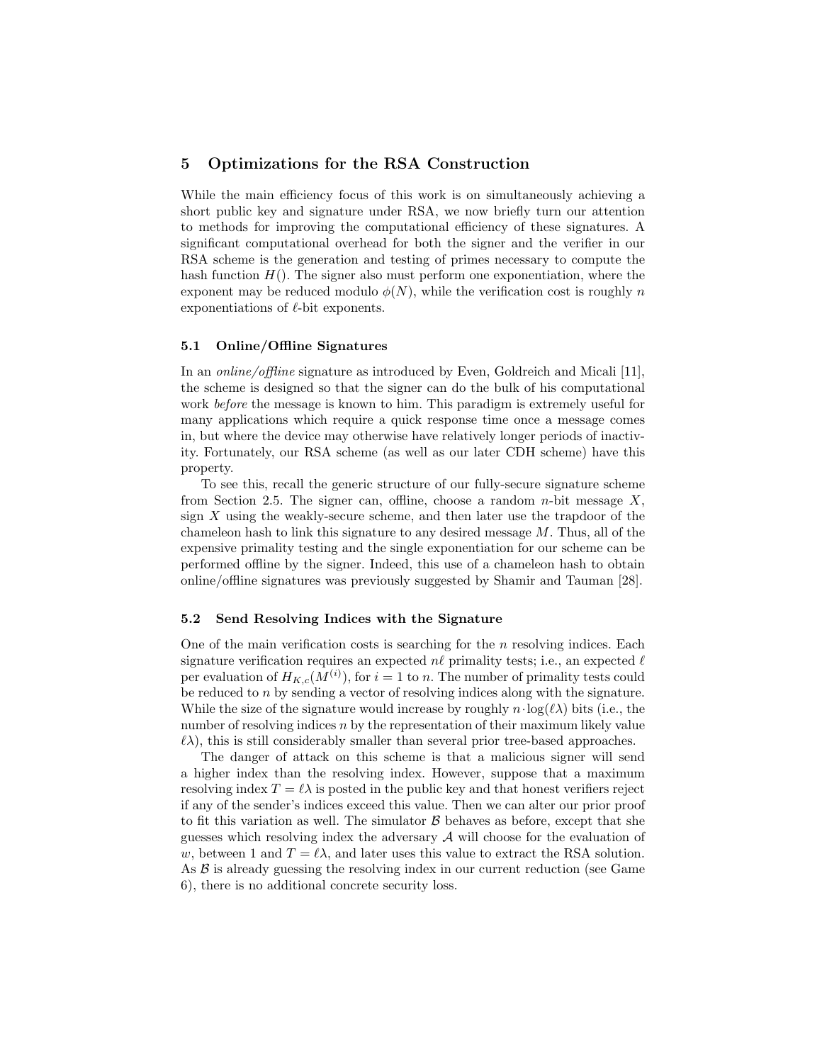## 5 Optimizations for the RSA Construction

While the main efficiency focus of this work is on simultaneously achieving a short public key and signature under RSA, we now briefly turn our attention to methods for improving the computational efficiency of these signatures. A significant computational overhead for both the signer and the verifier in our RSA scheme is the generation and testing of primes necessary to compute the hash function $H()$. The signer also must perform one exponentiation, where the exponent may be reduced modulo $\phi(N)$, while the verification cost is roughly $n$ exponentiations of $\ell$-bit exponents.

### 5.1 Online/Offline Signatures

In an *online/offline* signature as introduced by Even, Goldreich and Micali [11], the scheme is designed so that the signer can do the bulk of his computational work *before* the message is known to him. This paradigm is extremely useful for many applications which require a quick response time once a message comes in, but where the device may otherwise have relatively longer periods of inactivity. Fortunately, our RSA scheme (as well as our later CDH scheme) have this property.

To see this, recall the generic structure of our fully-secure signature scheme from Section 2.5. The signer can, offline, choose a random $n$-bit message $X$, sign $X$ using the weakly-secure scheme, and then later use the trapdoor of the chameleon hash to link this signature to any desired message $M$. Thus, all of the expensive primality testing and the single exponentiation for our scheme can be performed offline by the signer. Indeed, this use of a chameleon hash to obtain online/offline signatures was previously suggested by Shamir and Tauman [28].

### 5.2 Send Resolving Indices with the Signature

One of the main verification costs is searching for the $n$ resolving indices. Each signature verification requires an expected $n\ell$ primality tests; i.e., an expected $\ell$ per evaluation of $H_{K,c}(M^{(i)})$, for $i = 1$ to $n$. The number of primality tests could be reduced to $n$ by sending a vector of resolving indices along with the signature. While the size of the signature would increase by roughly $n \cdot \log(\ell\lambda)$ bits (i.e., the number of resolving indices $n$ by the representation of their maximum likely value $\ell\lambda$), this is still considerably smaller than several prior tree-based approaches.

The danger of attack on this scheme is that a malicious signer will send a higher index than the resolving index. However, suppose that a maximum resolving index $T = \ell\lambda$ is posted in the public key and that honest verifiers reject if any of the sender's indices exceed this value. Then we can alter our prior proof to fit this variation as well. The simulator $\mathcal{B}$ behaves as before, except that she guesses which resolving index the adversary $\mathcal{A}$ will choose for the evaluation of $w$, between 1 and $T = \ell\lambda$, and later uses this value to extract the RSA solution. As $\mathcal{B}$ is already guessing the resolving index in our current reduction (see Game 6), there is no additional concrete security loss.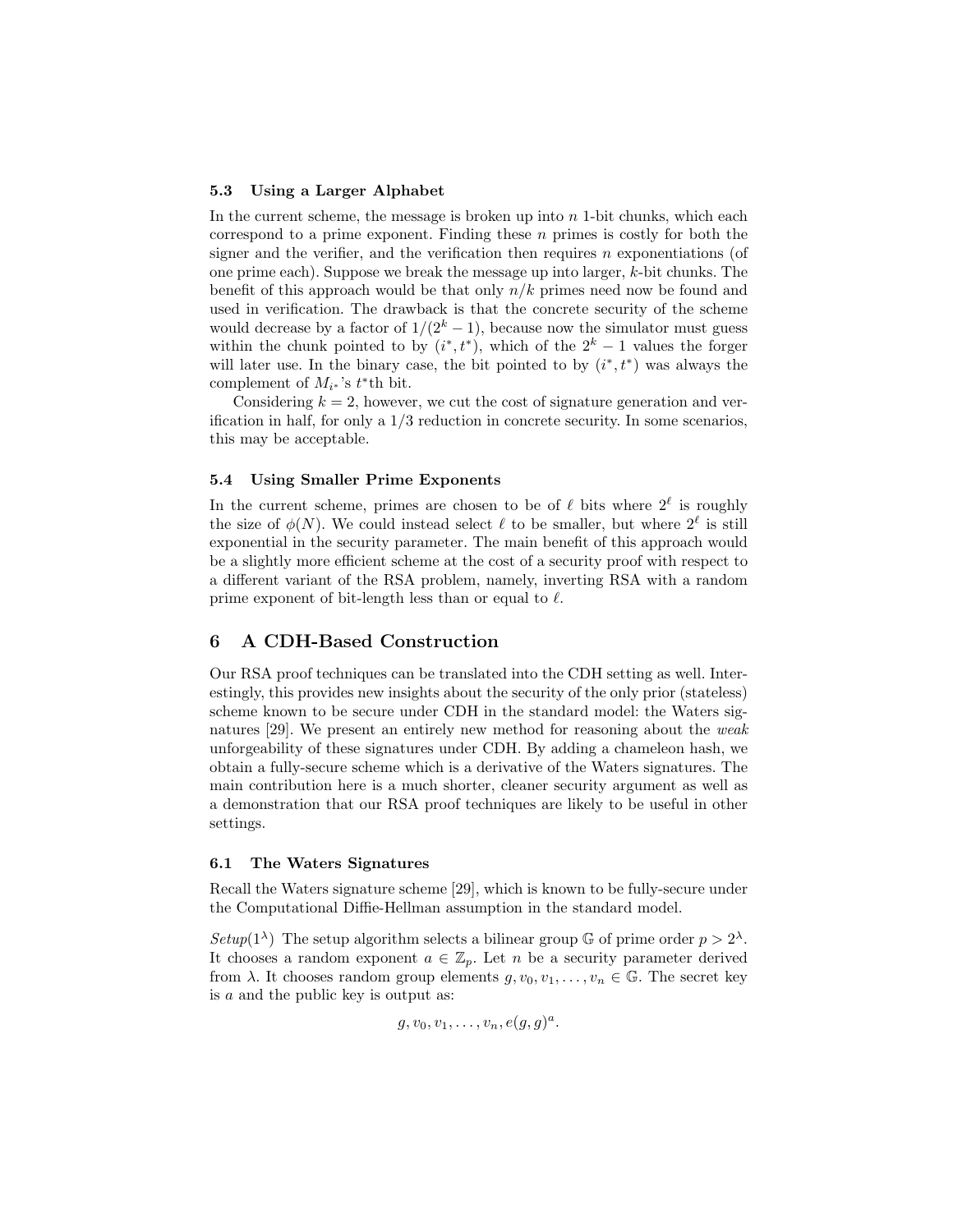### 5.3 Using a Larger Alphabet

In the current scheme, the message is broken up into $n$ 1-bit chunks, which each correspond to a prime exponent. Finding these $n$ primes is costly for both the signer and the verifier, and the verification then requires $n$ exponentiations (of one prime each). Suppose we break the message up into larger, $k$-bit chunks. The benefit of this approach would be that only $n/k$ primes need now be found and used in verification. The drawback is that the concrete security of the scheme would decrease by a factor of $1/(2^k - 1)$, because now the simulator must guess within the chunk pointed to by $(i^*, t^*)$, which of the $2^k - 1$ values the forger will later use. In the binary case, the bit pointed to by $(i^*, t^*)$ was always the complement of $M_{i^*}$'s $t^*$th bit.

Considering $k = 2$, however, we cut the cost of signature generation and verification in half, for only a $1/3$ reduction in concrete security. In some scenarios, this may be acceptable.

### 5.4 Using Smaller Prime Exponents

In the current scheme, primes are chosen to be of $\ell$ bits where $2^\ell$ is roughly the size of $\phi(N)$. We could instead select $\ell$ to be smaller, but where $2^\ell$ is still exponential in the security parameter. The main benefit of this approach would be a slightly more efficient scheme at the cost of a security proof with respect to a different variant of the RSA problem, namely, inverting RSA with a random prime exponent of bit-length less than or equal to $\ell$.

## 6 A CDH-Based Construction

Our RSA proof techniques can be translated into the CDH setting as well. Interestingly, this provides new insights about the security of the only prior (stateless) scheme known to be secure under CDH in the standard model: the Waters signatures [29]. We present an entirely new method for reasoning about the *weak* unforgeability of these signatures under CDH. By adding a chameleon hash, we obtain a fully-secure scheme which is a derivative of the Waters signatures. The main contribution here is a much shorter, cleaner security argument as well as a demonstration that our RSA proof techniques are likely to be useful in other settings.

### 6.1 The Waters Signatures

Recall the Waters signature scheme [29], which is known to be fully-secure under the Computational Diffie-Hellman assumption in the standard model.

*Setup*$(1^\lambda)$ The setup algorithm selects a bilinear group $\mathbb{G}$ of prime order $p > 2^\lambda$. It chooses a random exponent $a \in \mathbb{Z}_p$. Let $n$ be a security parameter derived from $\lambda$. It chooses random group elements $g, v_0, v_1, \ldots, v_n \in \mathbb{G}$. The secret key is $a$ and the public key is output as:

$$g, v_0, v_1, \ldots, v_n, e(g, g)^a.$$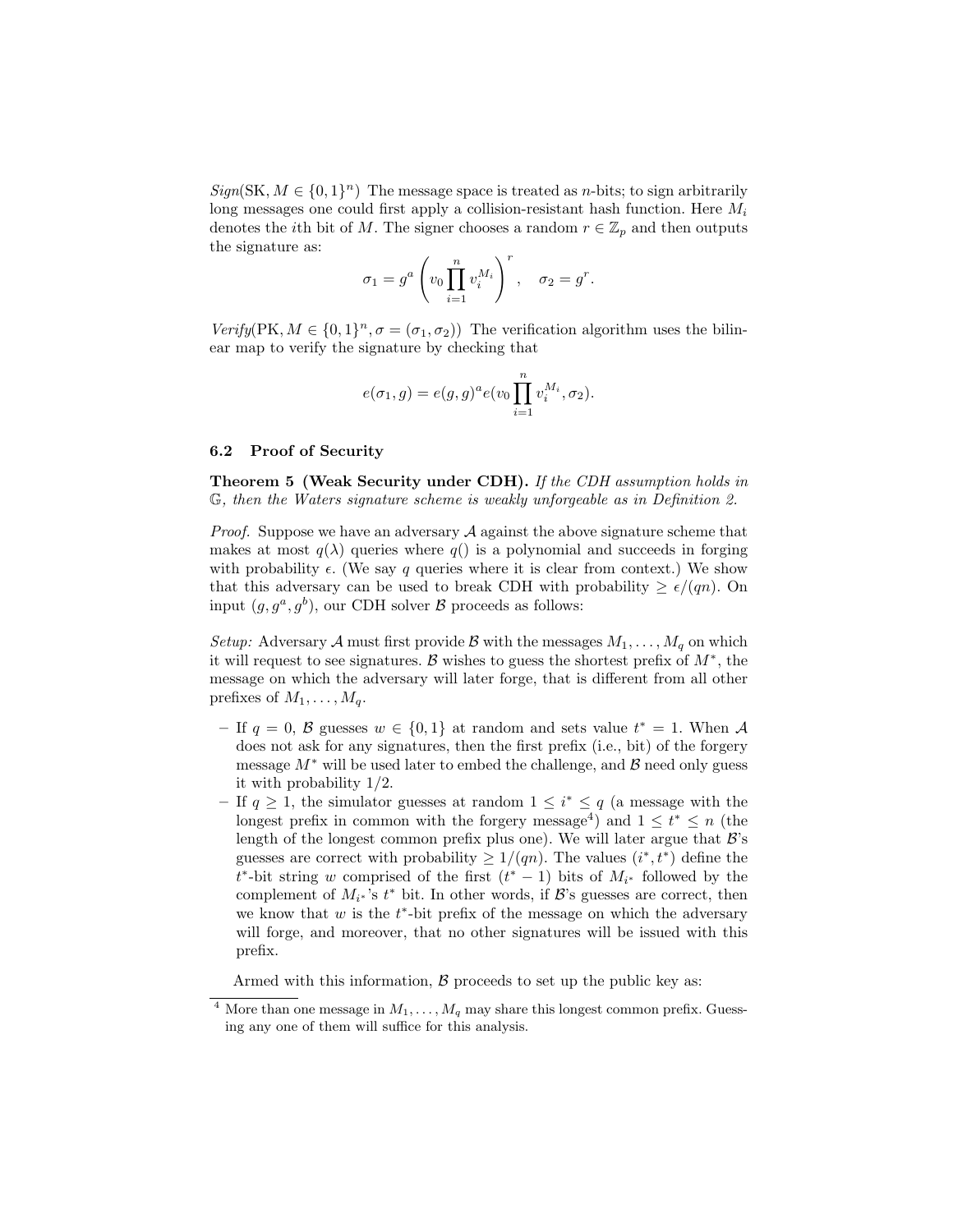*Sign*(SK, $M \in \{0,1\}^n$) The message space is treated as $n$-bits; to sign arbitrarily long messages one could first apply a collision-resistant hash function. Here $M_i$ denotes the $i$th bit of $M$. The signer chooses a random $r \in \mathbb{Z}_p$ and then outputs the signature as:

$$\sigma_1 = g^a \left( v_0 \prod_{i=1}^{n} v_i^{M_i} \right)^r, \quad \sigma_2 = g^r.$$

*Verify*(PK, $M \in \{0,1\}^n, \sigma = (\sigma_1, \sigma_2)$) The verification algorithm uses the bilinear map to verify the signature by checking that

$$e(\sigma_1, g) = e(g,g)^a e(v_0 \prod_{i=1}^{n} v_i^{M_i}, \sigma_2).$$

### 6.2 Proof of Security

**Theorem 5 (Weak Security under CDH).** *If the CDH assumption holds in* $\mathbb{G}$*, then the Waters signature scheme is weakly unforgeable as in Definition 2.*

*Proof.* Suppose we have an adversary $\mathcal{A}$ against the above signature scheme that makes at most $q(\lambda)$ queries where $q()$ is a polynomial and succeeds in forging with probability $\epsilon$. (We say $q$ queries where it is clear from context.) We show that this adversary can be used to break CDH with probability $\geq \epsilon/(qn)$. On input $(g, g^a, g^b)$, our CDH solver $\mathcal{B}$ proceeds as follows:

*Setup:* Adversary $\mathcal{A}$ must first provide $\mathcal{B}$ with the messages $M_1, \ldots, M_q$ on which it will request to see signatures. $\mathcal{B}$ wishes to guess the shortest prefix of $M^*$, the message on which the adversary will later forge, that is different from all other prefixes of $M_1, \ldots, M_q$.

- If $q = 0$, $\mathcal{B}$ guesses $w \in \{0,1\}$ at random and sets value $t^* = 1$. When $\mathcal{A}$ does not ask for any signatures, then the first prefix (i.e., bit) of the forgery message $M^*$ will be used later to embed the challenge, and $\mathcal{B}$ need only guess it with probability 1/2.
- If $q \geq 1$, the simulator guesses at random $1 \leq i^* \leq q$ (a message with the longest prefix in common with the forgery message[4]) and $1 \leq t^* \leq n$ (the length of the longest common prefix plus one). We will later argue that $\mathcal{B}$'s guesses are correct with probability $\geq 1/(qn)$. The values $(i^*, t^*)$ define the $t^*$-bit string $w$ comprised of the first $(t^* - 1)$ bits of $M_{i^*}$ followed by the complement of $M_{i^*}$'s $t^*$ bit. In other words, if $\mathcal{B}$'s guesses are correct, then we know that $w$ is the $t^*$-bit prefix of the message on which the adversary will forge, and moreover, that no other signatures will be issued with this prefix.

Armed with this information, $\mathcal{B}$ proceeds to set up the public key as:

[4] More than one message in $M_1, \ldots, M_q$ may share this longest common prefix. Guessing any one of them will suffice for this analysis.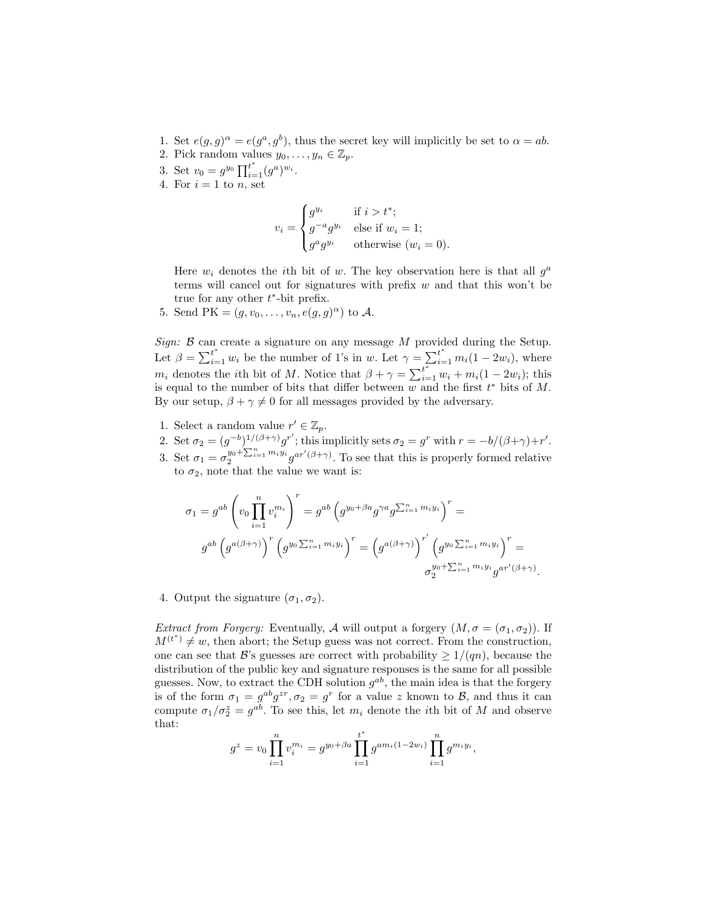1. Set $e(g, g)^\alpha = e(g^a, g^b)$, thus the secret key will implicitly be set to $\alpha = ab$.
2. Pick random values $y_0, \ldots, y_n \in \mathbb{Z}_p$.
3. Set $v_0 = g^{y_0} \prod_{i=1}^{t^*} (g^a)^{w_i}$.
4. For $i = 1$ to $n$, set

$$v_i = \begin{cases} g^{y_i} & \text{if } i > t^*; \\ g^{-a} g^{y_i} & \text{else if } w_i = 1; \\ g^a g^{y_i} & \text{otherwise } (w_i = 0). \end{cases}$$

   Here $w_i$ denotes the $i$th bit of $w$. The key observation here is that all $g^a$ terms will cancel out for signatures with prefix $w$ and that this won't be true for any other $t^*$-bit prefix.
5. Send $\text{PK} = (g, v_0, \ldots, v_n, e(g, g)^\alpha)$ to $\mathcal{A}$.

*Sign:* $\mathcal{B}$ can create a signature on any message $M$ provided during the Setup. Let $\beta = \sum_{i=1}^{t^*} w_i$ be the number of 1's in $w$. Let $\gamma = \sum_{i=1}^{t^*} m_i(1 - 2w_i)$, where $m_i$ denotes the $i$th bit of $M$. Notice that $\beta + \gamma = \sum_{i=1}^{t^*} w_i + m_i(1 - 2w_i)$; this is equal to the number of bits that differ between $w$ and the first $t^*$ bits of $M$. By our setup, $\beta + \gamma \neq 0$ for all messages provided by the adversary.

1. Select a random value $r' \in \mathbb{Z}_p$.
2. Set $\sigma_2 = (g^{-b})^{1/(\beta+\gamma)} g^{r'}$; this implicitly sets $\sigma_2 = g^r$ with $r = -b/(\beta+\gamma) + r'$.
3. Set $\sigma_1 = \sigma_2^{y_0 + \sum_{i=1}^n m_i y_i} g^{ar'(\beta+\gamma)}$. To see that this is properly formed relative to $\sigma_2$, note that the value we want is:

$$\sigma_1 = g^{ab} \left( v_0 \prod_{i=1}^n v_i^{m_i} \right)^r = g^{ab} \left( g^{y_0 + \beta a} g^{\gamma a} g^{\sum_{i=1}^n m_i y_i} \right)^r =$$

$$g^{ab} \left( g^{a(\beta+\gamma)} \right)^r \left( g^{y_0 \sum_{i=1}^n m_i y_i} \right)^r = \left( g^{a(\beta+\gamma)} \right)^{r'} \left( g^{y_0 \sum_{i=1}^n m_i y_i} \right)^r =$$

$$\sigma_2^{y_0 + \sum_{i=1}^n m_i y_i} g^{ar'(\beta+\gamma)}.$$

4. Output the signature $(\sigma_1, \sigma_2)$.

*Extract from Forgery:* Eventually, $\mathcal{A}$ will output a forgery $(M, \sigma = (\sigma_1, \sigma_2))$. If $M^{(t^*)} \neq w$, then abort; the Setup guess was not correct. From the construction, one can see that $\mathcal{B}$'s guesses are correct with probability $\geq 1/(qn)$, because the distribution of the public key and signature responses is the same for all possible guesses. Now, to extract the CDH solution $g^{ab}$, the main idea is that the forgery is of the form $\sigma_1 = g^{ab} g^{zr}, \sigma_2 = g^r$ for a value $z$ known to $\mathcal{B}$, and thus it can compute $\sigma_1 / \sigma_2^z = g^{ab}$. To see this, let $m_i$ denote the $i$th bit of $M$ and observe that:

$$g^z = v_0 \prod_{i=1}^n v_i^{m_i} = g^{y_0 + \beta a} \prod_{i=1}^{t^*} g^{a m_i (1 - 2w_i)} \prod_{i=1}^n g^{m_i y_i},$$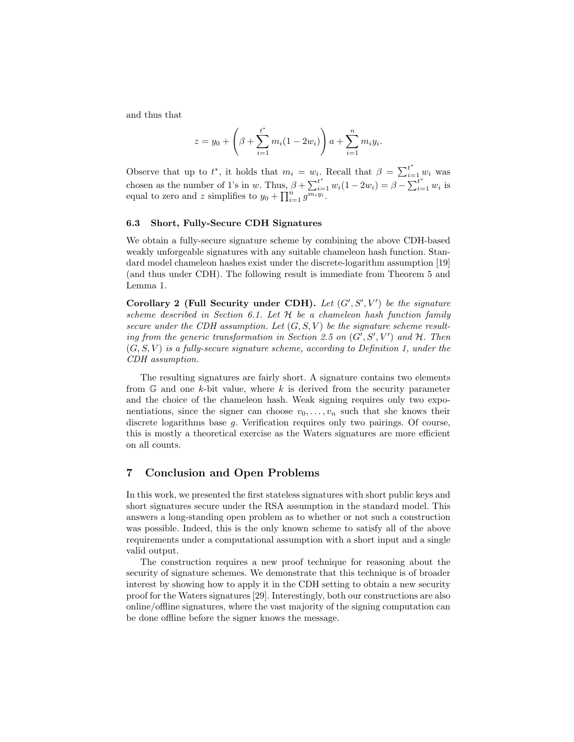and thus that

$$z = y_0 + \left(\beta + \sum_{i=1}^{t^*} m_i(1 - 2w_i)\right) a + \sum_{i=1}^{n} m_i y_i.$$

Observe that up to $t^*$, it holds that $m_i = w_i$. Recall that $\beta = \sum_{i=1}^{t^*} w_i$ was chosen as the number of 1's in $w$. Thus, $\beta + \sum_{i=1}^{t^*} w_i(1 - 2w_i) = \beta - \sum_{i=1}^{t^*} w_i$ is equal to zero and $z$ simplifies to $y_0 + \prod_{i=1}^{n} g^{m_i y_i}$.

### 6.3 Short, Fully-Secure CDH Signatures

We obtain a fully-secure signature scheme by combining the above CDH-based weakly unforgeable signatures with any suitable chameleon hash function. Standard model chameleon hashes exist under the discrete-logarithm assumption [19] (and thus under CDH). The following result is immediate from Theorem 5 and Lemma 1.

**Corollary 2 (Full Security under CDH).** *Let $(G', S', V')$ be the signature scheme described in Section 6.1. Let $\mathcal{H}$ be a chameleon hash function family secure under the CDH assumption. Let $(G, S, V)$ be the signature scheme resulting from the generic transformation in Section 2.5 on $(G', S', V')$ and $\mathcal{H}$. Then $(G, S, V)$ is a fully-secure signature scheme, according to Definition 1, under the CDH assumption.*

The resulting signatures are fairly short. A signature contains two elements from $\mathbb{G}$ and one $k$-bit value, where $k$ is derived from the security parameter and the choice of the chameleon hash. Weak signing requires only two exponentiations, since the signer can choose $v_0, \ldots, v_n$ such that she knows their discrete logarithms base $g$. Verification requires only two pairings. Of course, this is mostly a theoretical exercise as the Waters signatures are more efficient on all counts.

## 7 Conclusion and Open Problems

In this work, we presented the first stateless signatures with short public keys and short signatures secure under the RSA assumption in the standard model. This answers a long-standing open problem as to whether or not such a construction was possible. Indeed, this is the only known scheme to satisfy all of the above requirements under a computational assumption with a short input and a single valid output.

The construction requires a new proof technique for reasoning about the security of signature schemes. We demonstrate that this technique is of broader interest by showing how to apply it in the CDH setting to obtain a new security proof for the Waters signatures [29]. Interestingly, both our constructions are also online/offline signatures, where the vast majority of the signing computation can be done offline before the signer knows the message.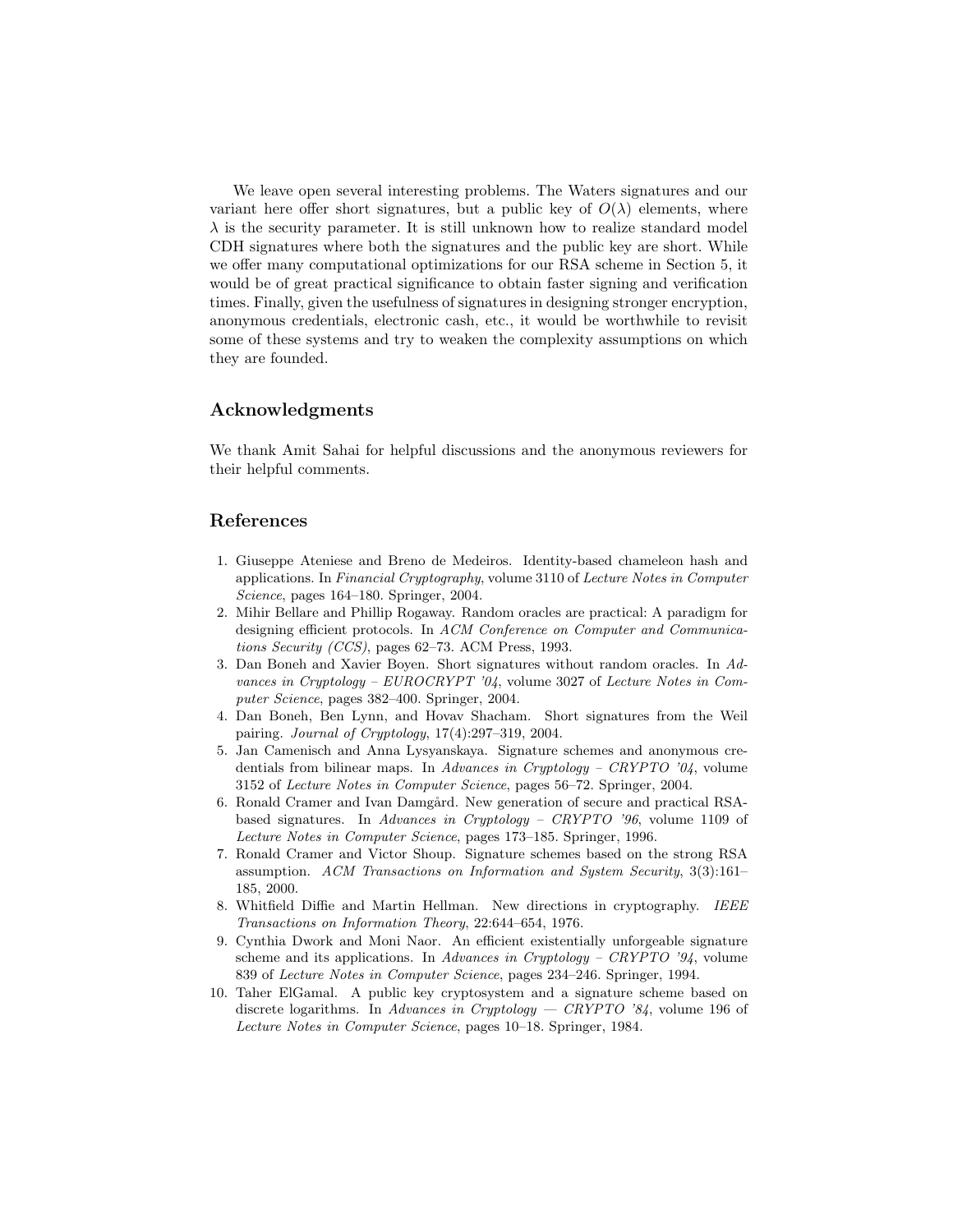We leave open several interesting problems. The Waters signatures and our variant here offer short signatures, but a public key of $O(\lambda)$ elements, where $\lambda$ is the security parameter. It is still unknown how to realize standard model CDH signatures where both the signatures and the public key are short. While we offer many computational optimizations for our RSA scheme in Section 5, it would be of great practical significance to obtain faster signing and verification times. Finally, given the usefulness of signatures in designing stronger encryption, anonymous credentials, electronic cash, etc., it would be worthwhile to revisit some of these systems and try to weaken the complexity assumptions on which they are founded.

## Acknowledgments

We thank Amit Sahai for helpful discussions and the anonymous reviewers for their helpful comments.

## References

1. Giuseppe Ateniese and Breno de Medeiros. Identity-based chameleon hash and applications. In *Financial Cryptography*, volume 3110 of *Lecture Notes in Computer Science*, pages 164–180. Springer, 2004.
2. Mihir Bellare and Phillip Rogaway. Random oracles are practical: A paradigm for designing efficient protocols. In *ACM Conference on Computer and Communications Security (CCS)*, pages 62–73. ACM Press, 1993.
3. Dan Boneh and Xavier Boyen. Short signatures without random oracles. In *Advances in Cryptology – EUROCRYPT '04*, volume 3027 of *Lecture Notes in Computer Science*, pages 382–400. Springer, 2004.
4. Dan Boneh, Ben Lynn, and Hovav Shacham. Short signatures from the Weil pairing. *Journal of Cryptology*, 17(4):297–319, 2004.
5. Jan Camenisch and Anna Lysyanskaya. Signature schemes and anonymous credentials from bilinear maps. In *Advances in Cryptology – CRYPTO '04*, volume 3152 of *Lecture Notes in Computer Science*, pages 56–72. Springer, 2004.
6. Ronald Cramer and Ivan Damgård. New generation of secure and practical RSA-based signatures. In *Advances in Cryptology – CRYPTO '96*, volume 1109 of *Lecture Notes in Computer Science*, pages 173–185. Springer, 1996.
7. Ronald Cramer and Victor Shoup. Signature schemes based on the strong RSA assumption. *ACM Transactions on Information and System Security*, 3(3):161–185, 2000.
8. Whitfield Diffie and Martin Hellman. New directions in cryptography. *IEEE Transactions on Information Theory*, 22:644–654, 1976.
9. Cynthia Dwork and Moni Naor. An efficient existentially unforgeable signature scheme and its applications. In *Advances in Cryptology – CRYPTO '94*, volume 839 of *Lecture Notes in Computer Science*, pages 234–246. Springer, 1994.
10. Taher ElGamal. A public key cryptosystem and a signature scheme based on discrete logarithms. In *Advances in Cryptology — CRYPTO '84*, volume 196 of *Lecture Notes in Computer Science*, pages 10–18. Springer, 1984.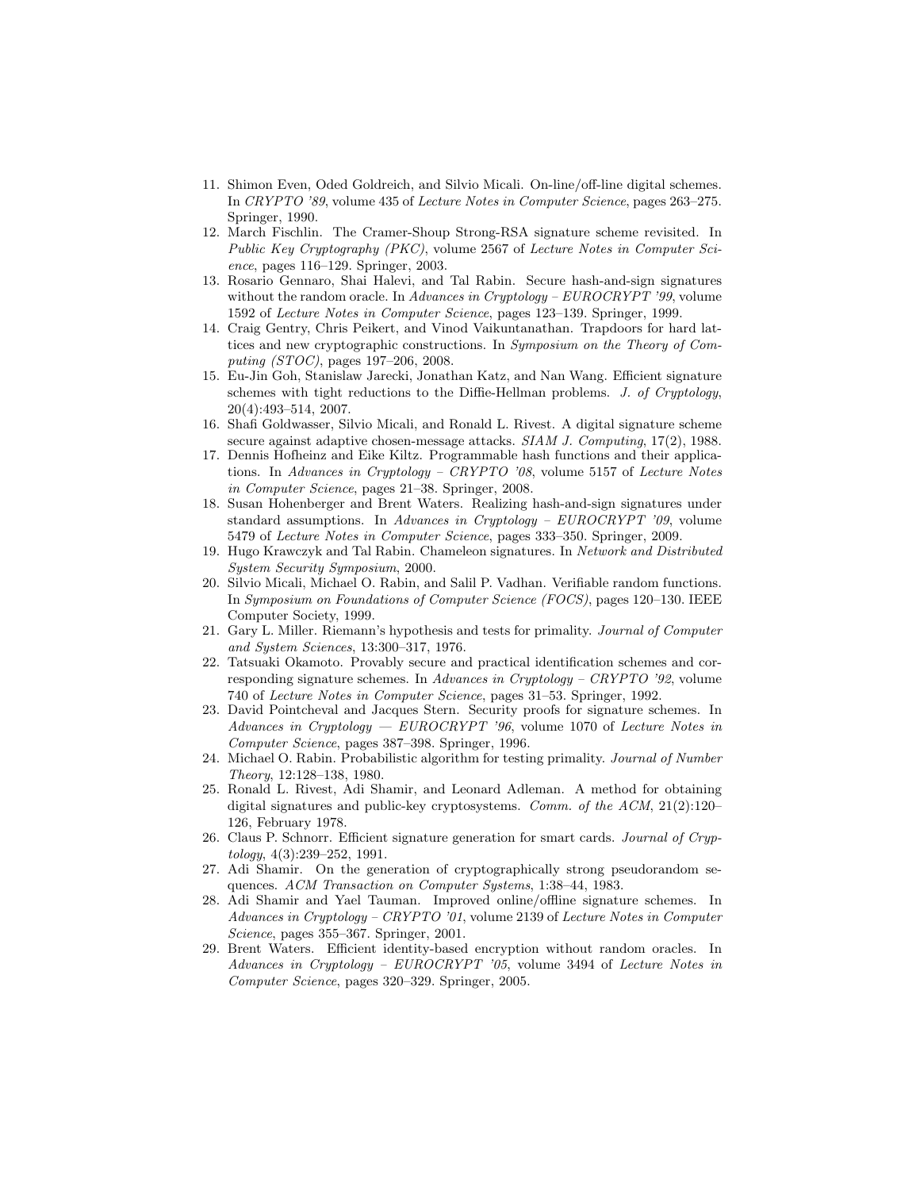11. Shimon Even, Oded Goldreich, and Silvio Micali. On-line/off-line digital schemes. In *CRYPTO '89*, volume 435 of *Lecture Notes in Computer Science*, pages 263–275. Springer, 1990.
12. March Fischlin. The Cramer-Shoup Strong-RSA signature scheme revisited. In *Public Key Cryptography (PKC)*, volume 2567 of *Lecture Notes in Computer Science*, pages 116–129. Springer, 2003.
13. Rosario Gennaro, Shai Halevi, and Tal Rabin. Secure hash-and-sign signatures without the random oracle. In *Advances in Cryptology – EUROCRYPT '99*, volume 1592 of *Lecture Notes in Computer Science*, pages 123–139. Springer, 1999.
14. Craig Gentry, Chris Peikert, and Vinod Vaikuntanathan. Trapdoors for hard lattices and new cryptographic constructions. In *Symposium on the Theory of Computing (STOC)*, pages 197–206, 2008.
15. Eu-Jin Goh, Stanislaw Jarecki, Jonathan Katz, and Nan Wang. Efficient signature schemes with tight reductions to the Diffie-Hellman problems. *J. of Cryptology*, 20(4):493–514, 2007.
16. Shafi Goldwasser, Silvio Micali, and Ronald L. Rivest. A digital signature scheme secure against adaptive chosen-message attacks. *SIAM J. Computing*, 17(2), 1988.
17. Dennis Hofheinz and Eike Kiltz. Programmable hash functions and their applications. In *Advances in Cryptology – CRYPTO '08*, volume 5157 of *Lecture Notes in Computer Science*, pages 21–38. Springer, 2008.
18. Susan Hohenberger and Brent Waters. Realizing hash-and-sign signatures under standard assumptions. In *Advances in Cryptology – EUROCRYPT '09*, volume 5479 of *Lecture Notes in Computer Science*, pages 333–350. Springer, 2009.
19. Hugo Krawczyk and Tal Rabin. Chameleon signatures. In *Network and Distributed System Security Symposium*, 2000.
20. Silvio Micali, Michael O. Rabin, and Salil P. Vadhan. Verifiable random functions. In *Symposium on Foundations of Computer Science (FOCS)*, pages 120–130. IEEE Computer Society, 1999.
21. Gary L. Miller. Riemann's hypothesis and tests for primality. *Journal of Computer and System Sciences*, 13:300–317, 1976.
22. Tatsuaki Okamoto. Provably secure and practical identification schemes and corresponding signature schemes. In *Advances in Cryptology – CRYPTO '92*, volume 740 of *Lecture Notes in Computer Science*, pages 31–53. Springer, 1992.
23. David Pointcheval and Jacques Stern. Security proofs for signature schemes. In *Advances in Cryptology — EUROCRYPT '96*, volume 1070 of *Lecture Notes in Computer Science*, pages 387–398. Springer, 1996.
24. Michael O. Rabin. Probabilistic algorithm for testing primality. *Journal of Number Theory*, 12:128–138, 1980.
25. Ronald L. Rivest, Adi Shamir, and Leonard Adleman. A method for obtaining digital signatures and public-key cryptosystems. *Comm. of the ACM*, 21(2):120–126, February 1978.
26. Claus P. Schnorr. Efficient signature generation for smart cards. *Journal of Cryptology*, 4(3):239–252, 1991.
27. Adi Shamir. On the generation of cryptographically strong pseudorandom sequences. *ACM Transaction on Computer Systems*, 1:38–44, 1983.
28. Adi Shamir and Yael Tauman. Improved online/offline signature schemes. In *Advances in Cryptology – CRYPTO '01*, volume 2139 of *Lecture Notes in Computer Science*, pages 355–367. Springer, 2001.
29. Brent Waters. Efficient identity-based encryption without random oracles. In *Advances in Cryptology – EUROCRYPT '05*, volume 3494 of *Lecture Notes in Computer Science*, pages 320–329. Springer, 2005.